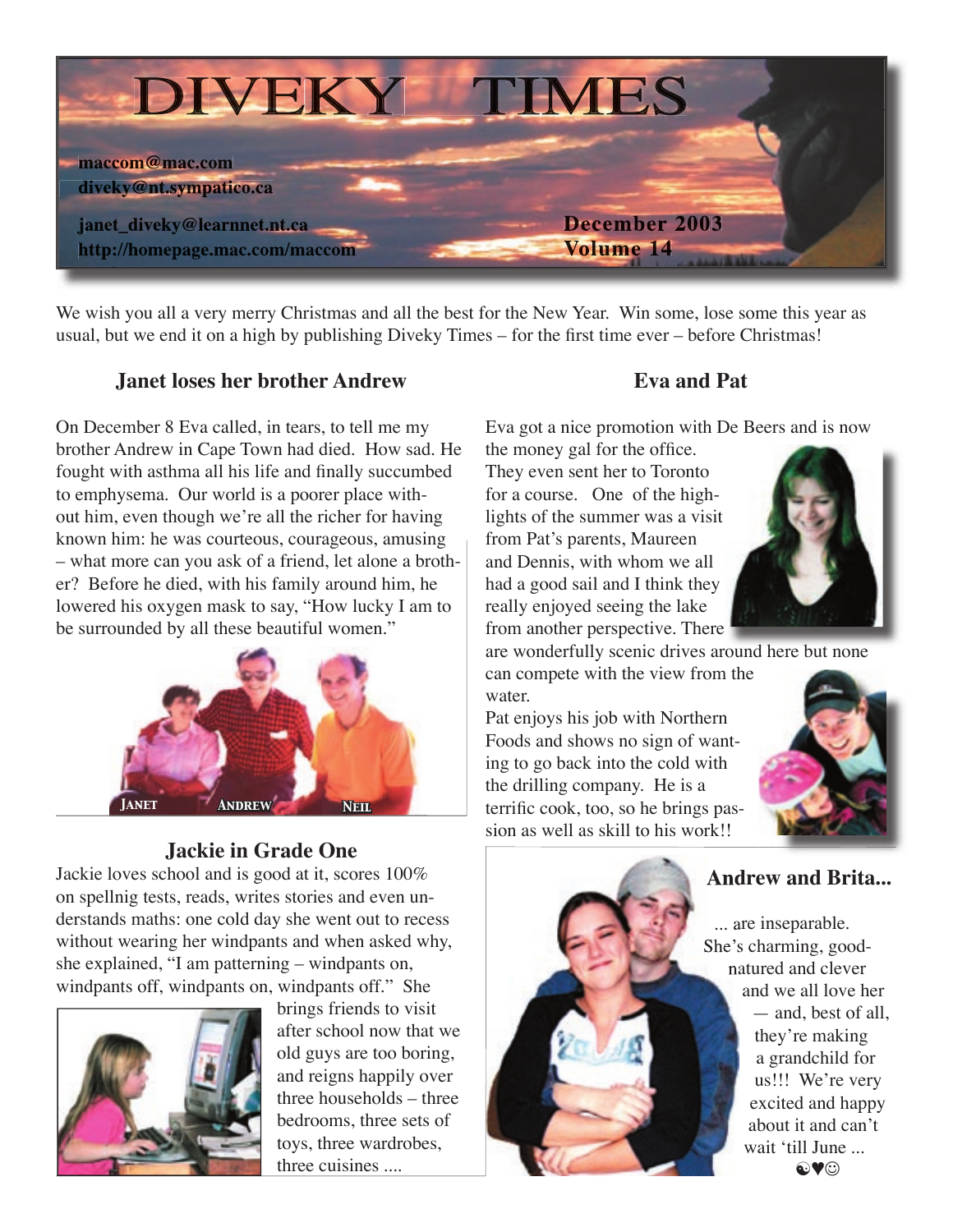# DIVEKY TIMES

maccom@mac.com
diveky@nt.sympatico.ca
janet_diveky@learnnet.nt.ca
http://homepage.mac.com/maccom

December 2003
Volume 14

We wish you all a very merry Christmas and all the best for the New Year. Win some, lose some this year as usual, but we end it on a high by publishing Diveky Times – for the first time ever – before Christmas!

## Janet loses her brother Andrew

On December 8 Eva called, in tears, to tell me my brother Andrew in Cape Town had died. How sad. He fought with asthma all his life and finally succumbed to emphysema. Our world is a poorer place without him, even though we're all the richer for having known him: he was courteous, courageous, amusing – what more can you ask of a friend, let alone a brother? Before he died, with his family around him, he lowered his oxygen mask to say, "How lucky I am to be surrounded by all these beautiful women."

JANET ANDREW NEIL

## Jackie in Grade One

Jackie loves school and is good at it, scores 100% on spellnig tests, reads, writes stories and even understands maths: one cold day she went out to recess without wearing her windpants and when asked why, she explained, "I am patterning – windpants on, windpants off, windpants on, windpants off." She brings friends to visit after school now that we old guys are too boring, and reigns happily over three households – three bedrooms, three sets of toys, three wardrobes, three cuisines ....

## Eva and Pat

Eva got a nice promotion with De Beers and is now the money gal for the office. They even sent her to Toronto for a course. One of the highlights of the summer was a visit from Pat's parents, Maureen and Dennis, with whom we all had a good sail and I think they really enjoyed seeing the lake from another perspective. There are wonderfully scenic drives around here but none can compete with the view from the water.

Pat enjoys his job with Northern Foods and shows no sign of wanting to go back into the cold with the drilling company. He is a terrific cook, too, so he brings passion as well as skill to his work!!

## Andrew and Brita...

... are inseparable. She's charming, good-natured and clever and we all love her — and, best of all, they're making a grandchild for us!!! We're very excited and happy about it and can't wait 'till June ...

☯♥☺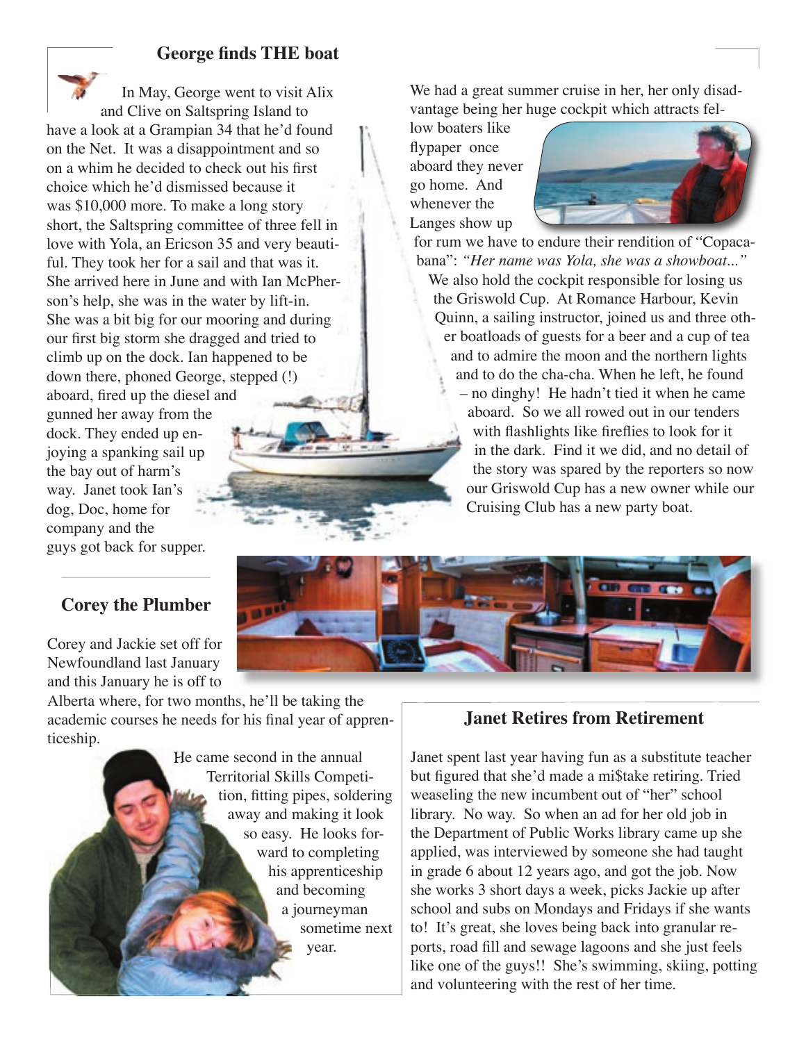## George finds THE boat

In May, George went to visit Alix and Clive on Saltspring Island to have a look at a Grampian 34 that he'd found on the Net. It was a disappointment and so on a whim he decided to check out his first choice which he'd dismissed because it was $10,000 more. To make a long story short, the Saltspring committee of three fell in love with Yola, an Ericson 35 and very beautiful. They took her for a sail and that was it. She arrived here in June and with Ian McPherson's help, she was in the water by lift-in. She was a bit big for our mooring and during our first big storm she dragged and tried to climb up on the dock. Ian happened to be down there, phoned George, stepped (!) aboard, fired up the diesel and gunned her away from the dock. They ended up enjoying a spanking sail up the bay out of harm's way. Janet took Ian's dog, Doc, home for company and the guys got back for supper.

We had a great summer cruise in her, her only disadvantage being her huge cockpit which attracts fellow boaters like flypaper once aboard they never go home. And whenever the Langes show up for rum we have to endure their rendition of "Copacabana": *"Her name was Yola, she was a showboat..."* We also hold the cockpit responsible for losing us the Griswold Cup. At Romance Harbour, Kevin Quinn, a sailing instructor, joined us and three other boatloads of guests for a beer and a cup of tea and to admire the moon and the northern lights and to do the cha-cha. When he left, he found – no dinghy! He hadn't tied it when he came aboard. So we all rowed out in our tenders with flashlights like fireflies to look for it in the dark. Find it we did, and no detail of the story was spared by the reporters so now our Griswold Cup has a new owner while our Cruising Club has a new party boat.

## Corey the Plumber

Corey and Jackie set off for Newfoundland last January and this January he is off to Alberta where, for two months, he'll be taking the academic courses he needs for his final year of apprenticeship.

He came second in the annual Territorial Skills Competition, fitting pipes, soldering away and making it look so easy. He looks forward to completing his apprenticeship and becoming a journeyman sometime next year.

## Janet Retires from Retirement

Janet spent last year having fun as a substitute teacher but figured that she'd made a mi$take retiring. Tried weaseling the new incumbent out of "her" school library. No way. So when an ad for her old job in the Department of Public Works library came up she applied, was interviewed by someone she had taught in grade 6 about 12 years ago, and got the job. Now she works 3 short days a week, picks Jackie up after school and subs on Mondays and Fridays if she wants to! It's great, she loves being back into granular reports, road fill and sewage lagoons and she just feels like one of the guys!! She's swimming, skiing, potting and volunteering with the rest of her time.